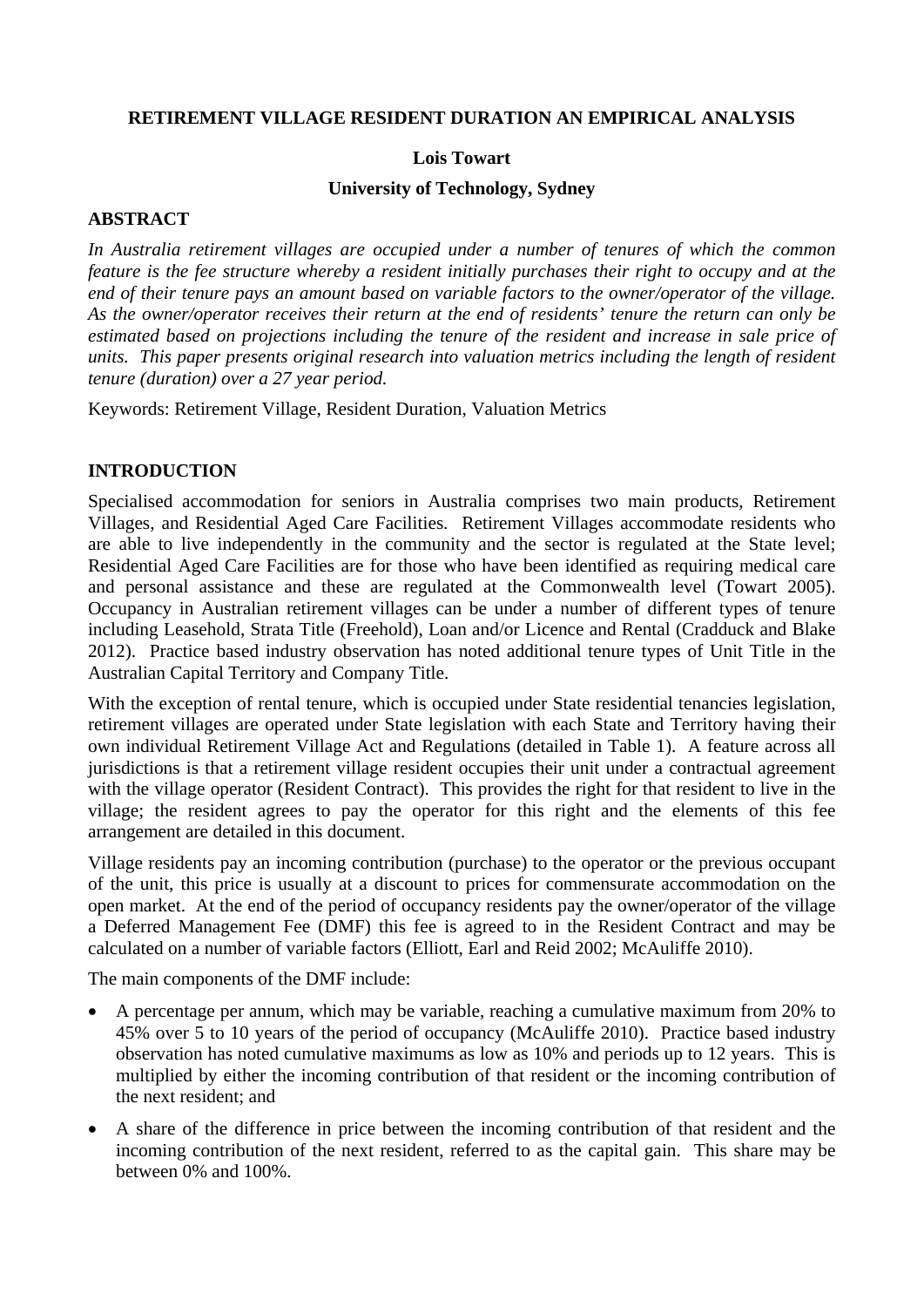# RETIREMENT VILLAGE RESIDENT DURATION AN EMPIRICAL ANALYSIS

**Lois Towart**

**University of Technology, Sydney**

## ABSTRACT

*In Australia retirement villages are occupied under a number of tenures of which the common feature is the fee structure whereby a resident initially purchases their right to occupy and at the end of their tenure pays an amount based on variable factors to the owner/operator of the village. As the owner/operator receives their return at the end of residents' tenure the return can only be estimated based on projections including the tenure of the resident and increase in sale price of units. This paper presents original research into valuation metrics including the length of resident tenure (duration) over a 27 year period.*

Keywords: Retirement Village, Resident Duration, Valuation Metrics

## INTRODUCTION

Specialised accommodation for seniors in Australia comprises two main products, Retirement Villages, and Residential Aged Care Facilities. Retirement Villages accommodate residents who are able to live independently in the community and the sector is regulated at the State level; Residential Aged Care Facilities are for those who have been identified as requiring medical care and personal assistance and these are regulated at the Commonwealth level (Towart 2005). Occupancy in Australian retirement villages can be under a number of different types of tenure including Leasehold, Strata Title (Freehold), Loan and/or Licence and Rental (Cradduck and Blake 2012). Practice based industry observation has noted additional tenure types of Unit Title in the Australian Capital Territory and Company Title.

With the exception of rental tenure, which is occupied under State residential tenancies legislation, retirement villages are operated under State legislation with each State and Territory having their own individual Retirement Village Act and Regulations (detailed in Table 1). A feature across all jurisdictions is that a retirement village resident occupies their unit under a contractual agreement with the village operator (Resident Contract). This provides the right for that resident to live in the village; the resident agrees to pay the operator for this right and the elements of this fee arrangement are detailed in this document.

Village residents pay an incoming contribution (purchase) to the operator or the previous occupant of the unit, this price is usually at a discount to prices for commensurate accommodation on the open market. At the end of the period of occupancy residents pay the owner/operator of the village a Deferred Management Fee (DMF) this fee is agreed to in the Resident Contract and may be calculated on a number of variable factors (Elliott, Earl and Reid 2002; McAuliffe 2010).

The main components of the DMF include:

- A percentage per annum, which may be variable, reaching a cumulative maximum from 20% to 45% over 5 to 10 years of the period of occupancy (McAuliffe 2010). Practice based industry observation has noted cumulative maximums as low as 10% and periods up to 12 years. This is multiplied by either the incoming contribution of that resident or the incoming contribution of the next resident; and
- A share of the difference in price between the incoming contribution of that resident and the incoming contribution of the next resident, referred to as the capital gain. This share may be between 0% and 100%.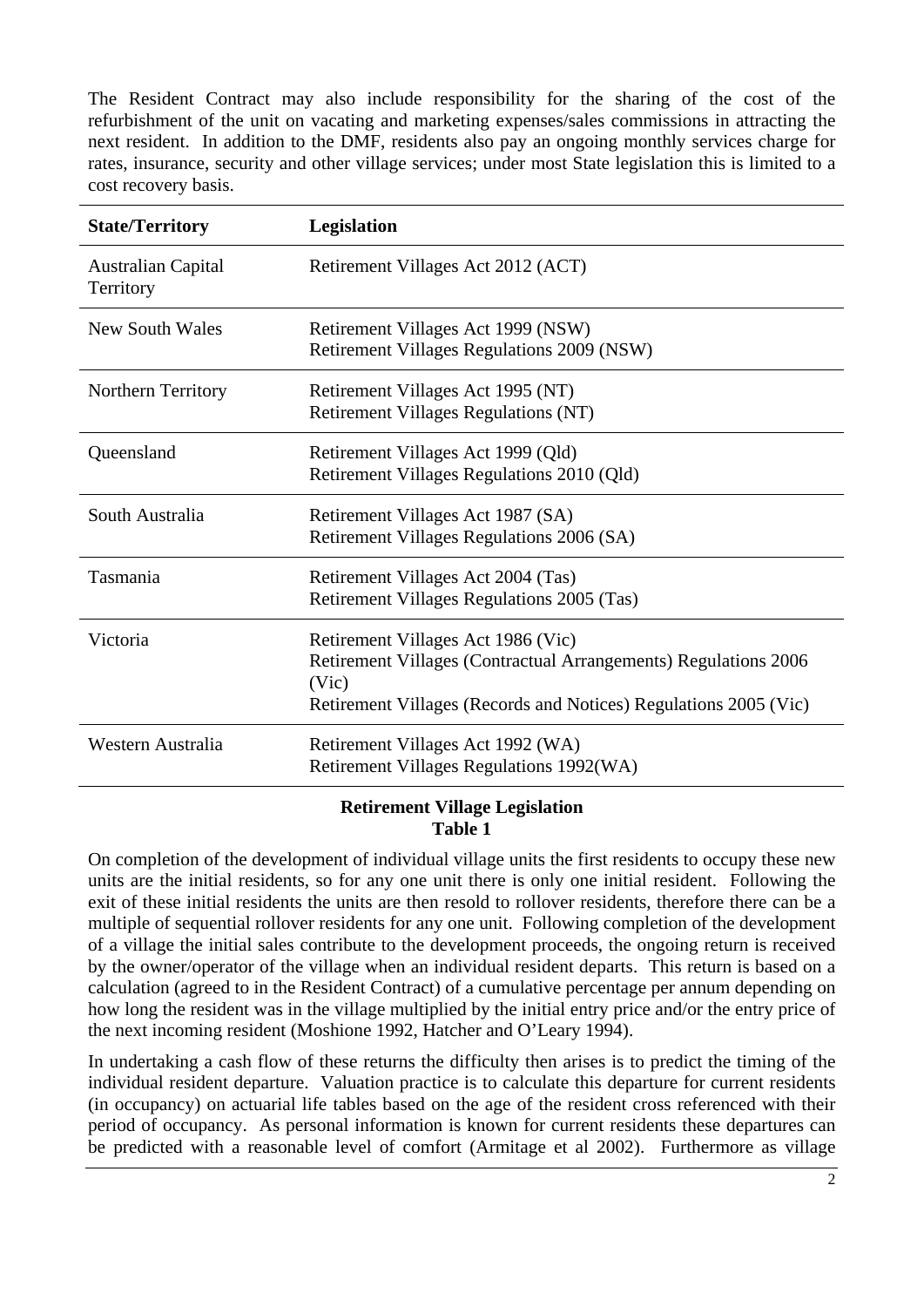The Resident Contract may also include responsibility for the sharing of the cost of the refurbishment of the unit on vacating and marketing expenses/sales commissions in attracting the next resident. In addition to the DMF, residents also pay an ongoing monthly services charge for rates, insurance, security and other village services; under most State legislation this is limited to a cost recovery basis.

| State/Territory | Legislation |
|---|---|
| Australian Capital Territory | Retirement Villages Act 2012 (ACT) |
| New South Wales | Retirement Villages Act 1999 (NSW)<br>Retirement Villages Regulations 2009 (NSW) |
| Northern Territory | Retirement Villages Act 1995 (NT)<br>Retirement Villages Regulations (NT) |
| Queensland | Retirement Villages Act 1999 (Qld)<br>Retirement Villages Regulations 2010 (Qld) |
| South Australia | Retirement Villages Act 1987 (SA)<br>Retirement Villages Regulations 2006 (SA) |
| Tasmania | Retirement Villages Act 2004 (Tas)<br>Retirement Villages Regulations 2005 (Tas) |
| Victoria | Retirement Villages Act 1986 (Vic)<br>Retirement Villages (Contractual Arrangements) Regulations 2006 (Vic)<br>Retirement Villages (Records and Notices) Regulations 2005 (Vic) |
| Western Australia | Retirement Villages Act 1992 (WA)<br>Retirement Villages Regulations 1992(WA) |

**Retirement Village Legislation**
**Table 1**

On completion of the development of individual village units the first residents to occupy these new units are the initial residents, so for any one unit there is only one initial resident. Following the exit of these initial residents the units are then resold to rollover residents, therefore there can be a multiple of sequential rollover residents for any one unit. Following completion of the development of a village the initial sales contribute to the development proceeds, the ongoing return is received by the owner/operator of the village when an individual resident departs. This return is based on a calculation (agreed to in the Resident Contract) of a cumulative percentage per annum depending on how long the resident was in the village multiplied by the initial entry price and/or the entry price of the next incoming resident (Moshione 1992, Hatcher and O'Leary 1994).

In undertaking a cash flow of these returns the difficulty then arises is to predict the timing of the individual resident departure. Valuation practice is to calculate this departure for current residents (in occupancy) on actuarial life tables based on the age of the resident cross referenced with their period of occupancy. As personal information is known for current residents these departures can be predicted with a reasonable level of comfort (Armitage et al 2002). Furthermore as village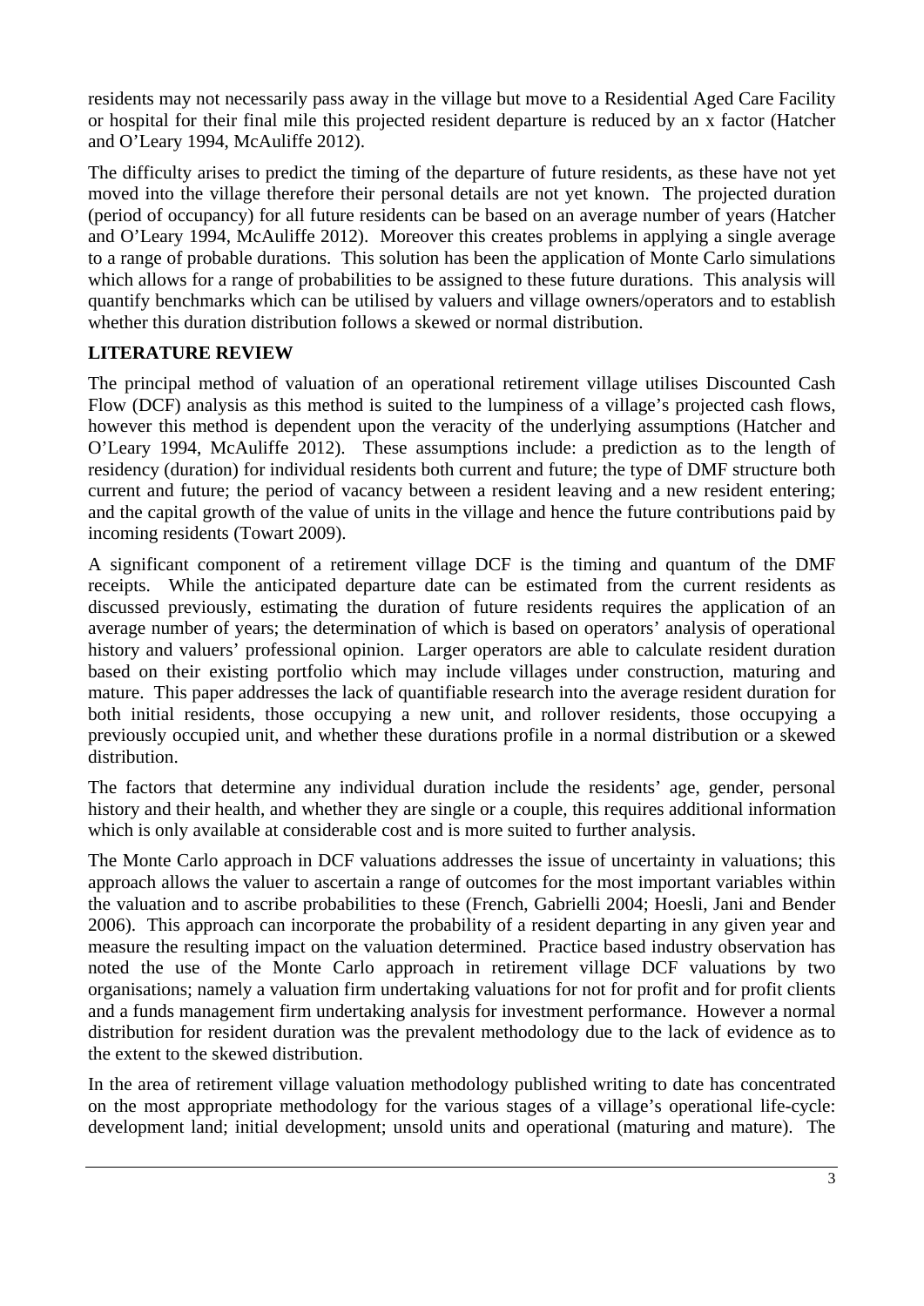residents may not necessarily pass away in the village but move to a Residential Aged Care Facility or hospital for their final mile this projected resident departure is reduced by an x factor (Hatcher and O'Leary 1994, McAuliffe 2012).

The difficulty arises to predict the timing of the departure of future residents, as these have not yet moved into the village therefore their personal details are not yet known. The projected duration (period of occupancy) for all future residents can be based on an average number of years (Hatcher and O'Leary 1994, McAuliffe 2012). Moreover this creates problems in applying a single average to a range of probable durations. This solution has been the application of Monte Carlo simulations which allows for a range of probabilities to be assigned to these future durations. This analysis will quantify benchmarks which can be utilised by valuers and village owners/operators and to establish whether this duration distribution follows a skewed or normal distribution.

## LITERATURE REVIEW

The principal method of valuation of an operational retirement village utilises Discounted Cash Flow (DCF) analysis as this method is suited to the lumpiness of a village's projected cash flows, however this method is dependent upon the veracity of the underlying assumptions (Hatcher and O'Leary 1994, McAuliffe 2012). These assumptions include: a prediction as to the length of residency (duration) for individual residents both current and future; the type of DMF structure both current and future; the period of vacancy between a resident leaving and a new resident entering; and the capital growth of the value of units in the village and hence the future contributions paid by incoming residents (Towart 2009).

A significant component of a retirement village DCF is the timing and quantum of the DMF receipts. While the anticipated departure date can be estimated from the current residents as discussed previously, estimating the duration of future residents requires the application of an average number of years; the determination of which is based on operators' analysis of operational history and valuers' professional opinion. Larger operators are able to calculate resident duration based on their existing portfolio which may include villages under construction, maturing and mature. This paper addresses the lack of quantifiable research into the average resident duration for both initial residents, those occupying a new unit, and rollover residents, those occupying a previously occupied unit, and whether these durations profile in a normal distribution or a skewed distribution.

The factors that determine any individual duration include the residents' age, gender, personal history and their health, and whether they are single or a couple, this requires additional information which is only available at considerable cost and is more suited to further analysis.

The Monte Carlo approach in DCF valuations addresses the issue of uncertainty in valuations; this approach allows the valuer to ascertain a range of outcomes for the most important variables within the valuation and to ascribe probabilities to these (French, Gabrielli 2004; Hoesli, Jani and Bender 2006). This approach can incorporate the probability of a resident departing in any given year and measure the resulting impact on the valuation determined. Practice based industry observation has noted the use of the Monte Carlo approach in retirement village DCF valuations by two organisations; namely a valuation firm undertaking valuations for not for profit and for profit clients and a funds management firm undertaking analysis for investment performance. However a normal distribution for resident duration was the prevalent methodology due to the lack of evidence as to the extent to the skewed distribution.

In the area of retirement village valuation methodology published writing to date has concentrated on the most appropriate methodology for the various stages of a village's operational life-cycle: development land; initial development; unsold units and operational (maturing and mature). The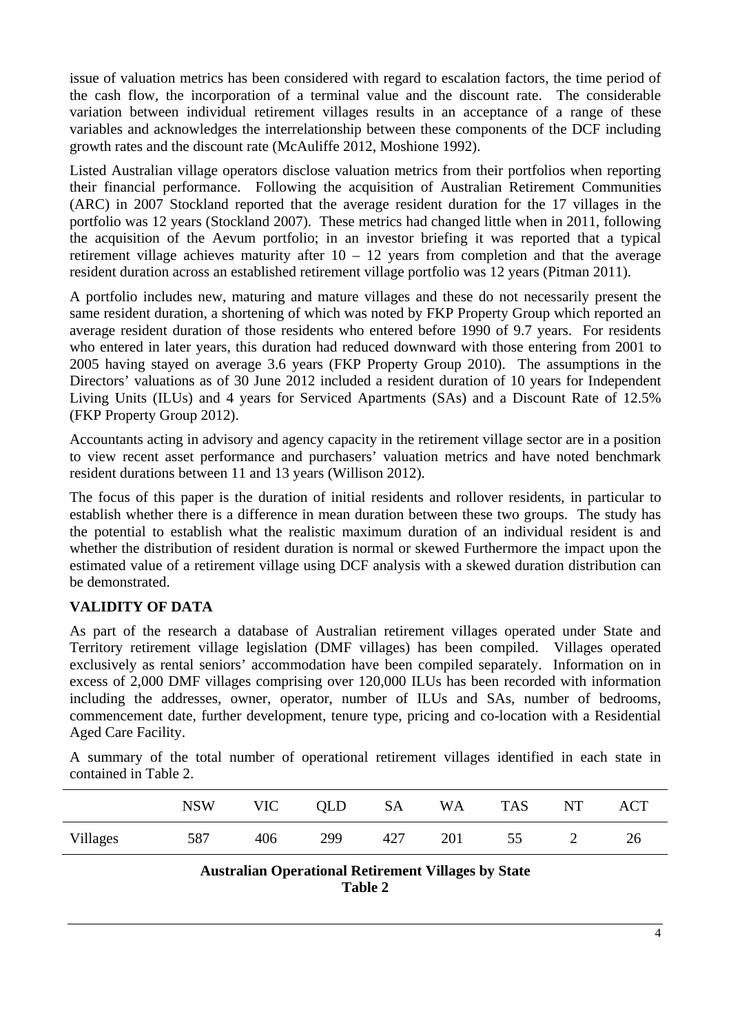issue of valuation metrics has been considered with regard to escalation factors, the time period of the cash flow, the incorporation of a terminal value and the discount rate. The considerable variation between individual retirement villages results in an acceptance of a range of these variables and acknowledges the interrelationship between these components of the DCF including growth rates and the discount rate (McAuliffe 2012, Moshione 1992).

Listed Australian village operators disclose valuation metrics from their portfolios when reporting their financial performance. Following the acquisition of Australian Retirement Communities (ARC) in 2007 Stockland reported that the average resident duration for the 17 villages in the portfolio was 12 years (Stockland 2007). These metrics had changed little when in 2011, following the acquisition of the Aevum portfolio; in an investor briefing it was reported that a typical retirement village achieves maturity after 10 – 12 years from completion and that the average resident duration across an established retirement village portfolio was 12 years (Pitman 2011).

A portfolio includes new, maturing and mature villages and these do not necessarily present the same resident duration, a shortening of which was noted by FKP Property Group which reported an average resident duration of those residents who entered before 1990 of 9.7 years. For residents who entered in later years, this duration had reduced downward with those entering from 2001 to 2005 having stayed on average 3.6 years (FKP Property Group 2010). The assumptions in the Directors' valuations as of 30 June 2012 included a resident duration of 10 years for Independent Living Units (ILUs) and 4 years for Serviced Apartments (SAs) and a Discount Rate of 12.5% (FKP Property Group 2012).

Accountants acting in advisory and agency capacity in the retirement village sector are in a position to view recent asset performance and purchasers' valuation metrics and have noted benchmark resident durations between 11 and 13 years (Willison 2012).

The focus of this paper is the duration of initial residents and rollover residents, in particular to establish whether there is a difference in mean duration between these two groups. The study has the potential to establish what the realistic maximum duration of an individual resident is and whether the distribution of resident duration is normal or skewed Furthermore the impact upon the estimated value of a retirement village using DCF analysis with a skewed duration distribution can be demonstrated.

## VALIDITY OF DATA

As part of the research a database of Australian retirement villages operated under State and Territory retirement village legislation (DMF villages) has been compiled. Villages operated exclusively as rental seniors' accommodation have been compiled separately. Information on in excess of 2,000 DMF villages comprising over 120,000 ILUs has been recorded with information including the addresses, owner, operator, number of ILUs and SAs, number of bedrooms, commencement date, further development, tenure type, pricing and co-location with a Residential Aged Care Facility.

A summary of the total number of operational retirement villages identified in each state in contained in Table 2.

| | NSW | VIC | QLD | SA | WA | TAS | NT | ACT |
|---|---|---|---|---|---|---|---|---|
| Villages | 587 | 406 | 299 | 427 | 201 | 55 | 2 | 26 |

**Australian Operational Retirement Villages by State**
**Table 2**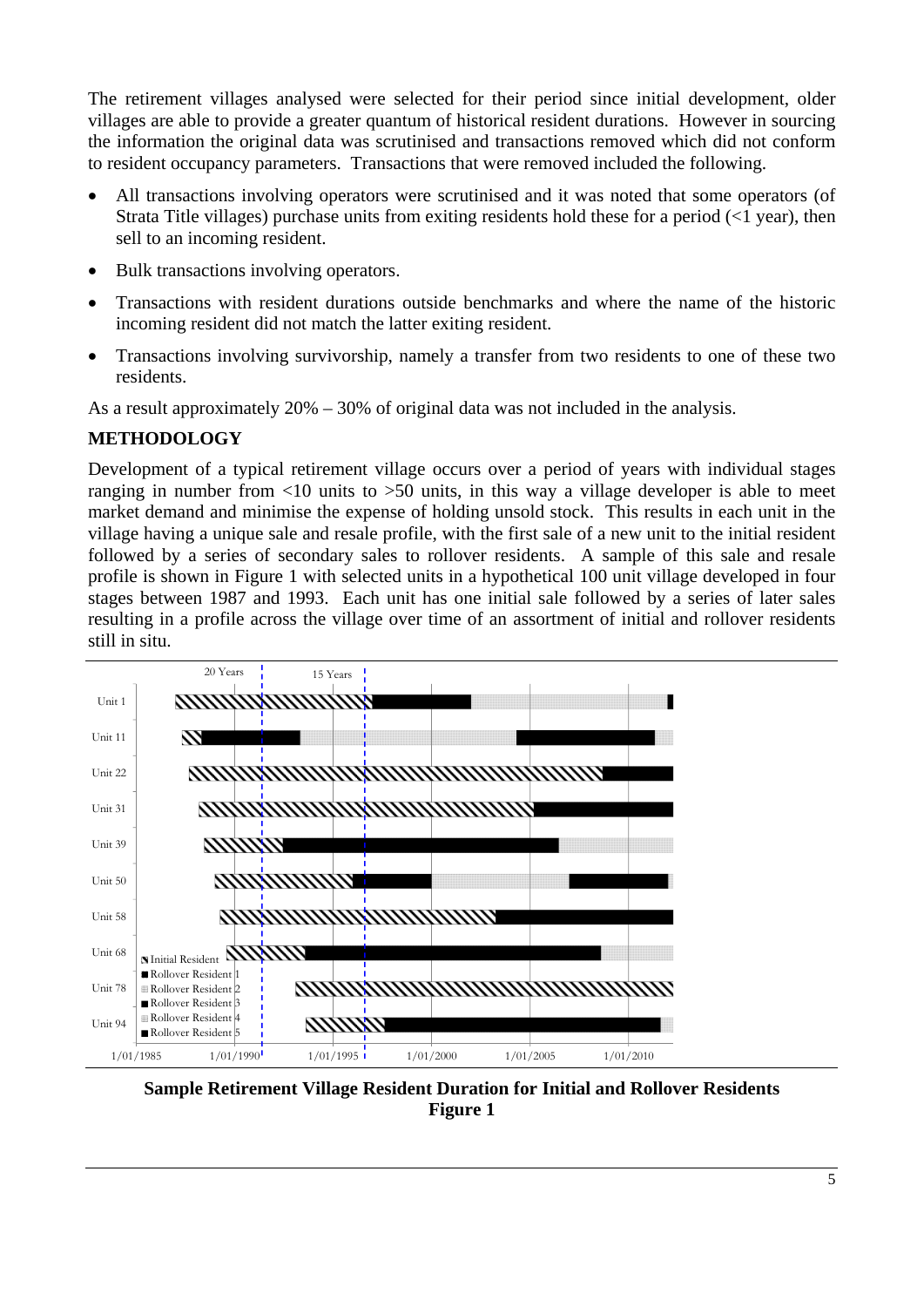The retirement villages analysed were selected for their period since initial development, older villages are able to provide a greater quantum of historical resident durations. However in sourcing the information the original data was scrutinised and transactions removed which did not conform to resident occupancy parameters. Transactions that were removed included the following.

- All transactions involving operators were scrutinised and it was noted that some operators (of Strata Title villages) purchase units from exiting residents hold these for a period (<1 year), then sell to an incoming resident.
- Bulk transactions involving operators.
- Transactions with resident durations outside benchmarks and where the name of the historic incoming resident did not match the latter exiting resident.
- Transactions involving survivorship, namely a transfer from two residents to one of these two residents.

As a result approximately 20% – 30% of original data was not included in the analysis.

## METHODOLOGY

Development of a typical retirement village occurs over a period of years with individual stages ranging in number from <10 units to >50 units, in this way a village developer is able to meet market demand and minimise the expense of holding unsold stock. This results in each unit in the village having a unique sale and resale profile, with the first sale of a new unit to the initial resident followed by a series of secondary sales to rollover residents. A sample of this sale and resale profile is shown in Figure 1 with selected units in a hypothetical 100 unit village developed in four stages between 1987 and 1993. Each unit has one initial sale followed by a series of later sales resulting in a profile across the village over time of an assortment of initial and rollover residents still in situ.

**Sample Retirement Village Resident Duration for Initial and Rollover Residents**
**Figure 1**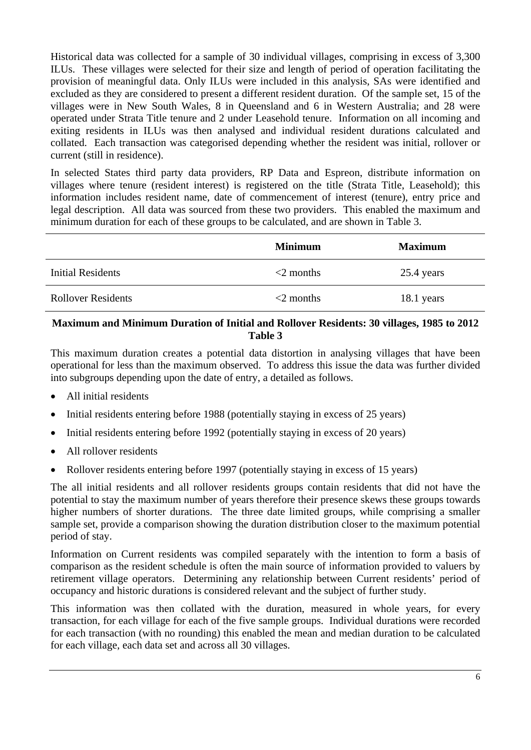Historical data was collected for a sample of 30 individual villages, comprising in excess of 3,300 ILUs. These villages were selected for their size and length of period of operation facilitating the provision of meaningful data. Only ILUs were included in this analysis, SAs were identified and excluded as they are considered to present a different resident duration. Of the sample set, 15 of the villages were in New South Wales, 8 in Queensland and 6 in Western Australia; and 28 were operated under Strata Title tenure and 2 under Leasehold tenure. Information on all incoming and exiting residents in ILUs was then analysed and individual resident durations calculated and collated. Each transaction was categorised depending whether the resident was initial, rollover or current (still in residence).

In selected States third party data providers, RP Data and Espreon, distribute information on villages where tenure (resident interest) is registered on the title (Strata Title, Leasehold); this information includes resident name, date of commencement of interest (tenure), entry price and legal description. All data was sourced from these two providers. This enabled the maximum and minimum duration for each of these groups to be calculated, and are shown in Table 3.

| | Minimum | Maximum |
|---|---|---|
| Initial Residents | <2 months | 25.4 years |
| Rollover Residents | <2 months | 18.1 years |

**Maximum and Minimum Duration of Initial and Rollover Residents: 30 villages, 1985 to 2012**
**Table 3**

This maximum duration creates a potential data distortion in analysing villages that have been operational for less than the maximum observed. To address this issue the data was further divided into subgroups depending upon the date of entry, a detailed as follows.

- All initial residents
- Initial residents entering before 1988 (potentially staying in excess of 25 years)
- Initial residents entering before 1992 (potentially staying in excess of 20 years)
- All rollover residents
- Rollover residents entering before 1997 (potentially staying in excess of 15 years)

The all initial residents and all rollover residents groups contain residents that did not have the potential to stay the maximum number of years therefore their presence skews these groups towards higher numbers of shorter durations. The three date limited groups, while comprising a smaller sample set, provide a comparison showing the duration distribution closer to the maximum potential period of stay.

Information on Current residents was compiled separately with the intention to form a basis of comparison as the resident schedule is often the main source of information provided to valuers by retirement village operators. Determining any relationship between Current residents' period of occupancy and historic durations is considered relevant and the subject of further study.

This information was then collated with the duration, measured in whole years, for every transaction, for each village for each of the five sample groups. Individual durations were recorded for each transaction (with no rounding) this enabled the mean and median duration to be calculated for each village, each data set and across all 30 villages.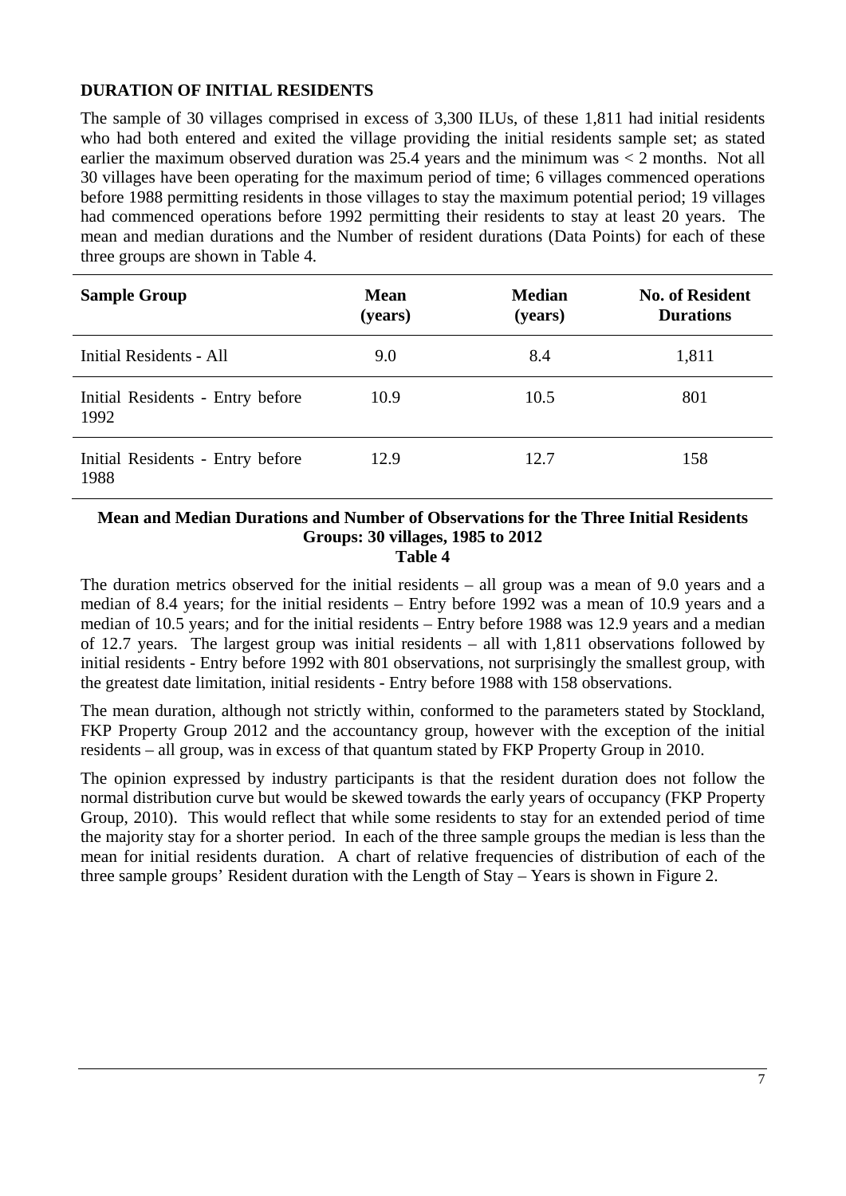## DURATION OF INITIAL RESIDENTS

The sample of 30 villages comprised in excess of 3,300 ILUs, of these 1,811 had initial residents who had both entered and exited the village providing the initial residents sample set; as stated earlier the maximum observed duration was 25.4 years and the minimum was < 2 months. Not all 30 villages have been operating for the maximum period of time; 6 villages commenced operations before 1988 permitting residents in those villages to stay the maximum potential period; 19 villages had commenced operations before 1992 permitting their residents to stay at least 20 years. The mean and median durations and the Number of resident durations (Data Points) for each of these three groups are shown in Table 4.

| Sample Group | Mean (years) | Median (years) | No. of Resident Durations |
|---|---|---|---|
| Initial Residents - All | 9.0 | 8.4 | 1,811 |
| Initial Residents - Entry before 1992 | 10.9 | 10.5 | 801 |
| Initial Residents - Entry before 1988 | 12.9 | 12.7 | 158 |

**Mean and Median Durations and Number of Observations for the Three Initial Residents Groups: 30 villages, 1985 to 2012**
**Table 4**

The duration metrics observed for the initial residents – all group was a mean of 9.0 years and a median of 8.4 years; for the initial residents – Entry before 1992 was a mean of 10.9 years and a median of 10.5 years; and for the initial residents – Entry before 1988 was 12.9 years and a median of 12.7 years. The largest group was initial residents – all with 1,811 observations followed by initial residents - Entry before 1992 with 801 observations, not surprisingly the smallest group, with the greatest date limitation, initial residents - Entry before 1988 with 158 observations.

The mean duration, although not strictly within, conformed to the parameters stated by Stockland, FKP Property Group 2012 and the accountancy group, however with the exception of the initial residents – all group, was in excess of that quantum stated by FKP Property Group in 2010.

The opinion expressed by industry participants is that the resident duration does not follow the normal distribution curve but would be skewed towards the early years of occupancy (FKP Property Group, 2010). This would reflect that while some residents to stay for an extended period of time the majority stay for a shorter period. In each of the three sample groups the median is less than the mean for initial residents duration. A chart of relative frequencies of distribution of each of the three sample groups' Resident duration with the Length of Stay – Years is shown in Figure 2.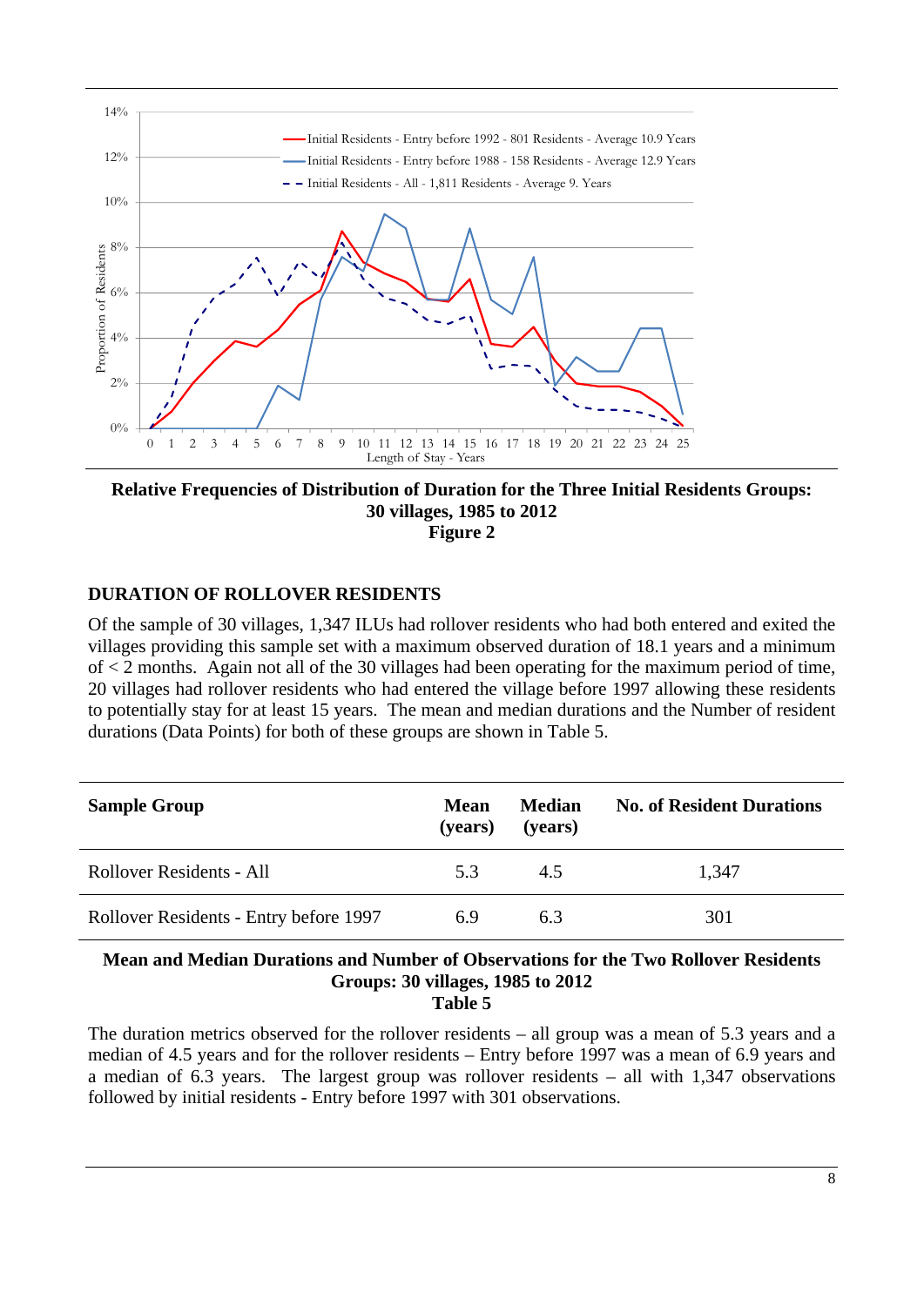**Relative Frequencies of Distribution of Duration for the Three Initial Residents Groups: 30 villages, 1985 to 2012**
**Figure 2**

## DURATION OF ROLLOVER RESIDENTS

Of the sample of 30 villages, 1,347 ILUs had rollover residents who had both entered and exited the villages providing this sample set with a maximum observed duration of 18.1 years and a minimum of < 2 months. Again not all of the 30 villages had been operating for the maximum period of time, 20 villages had rollover residents who had entered the village before 1997 allowing these residents to potentially stay for at least 15 years. The mean and median durations and the Number of resident durations (Data Points) for both of these groups are shown in Table 5.

| Sample Group | Mean (years) | Median (years) | No. of Resident Durations |
|---|---|---|---|
| Rollover Residents - All | 5.3 | 4.5 | 1,347 |
| Rollover Residents - Entry before 1997 | 6.9 | 6.3 | 301 |

**Mean and Median Durations and Number of Observations for the Two Rollover Residents Groups: 30 villages, 1985 to 2012**
**Table 5**

The duration metrics observed for the rollover residents – all group was a mean of 5.3 years and a median of 4.5 years and for the rollover residents – Entry before 1997 was a mean of 6.9 years and a median of 6.3 years. The largest group was rollover residents – all with 1,347 observations followed by initial residents - Entry before 1997 with 301 observations.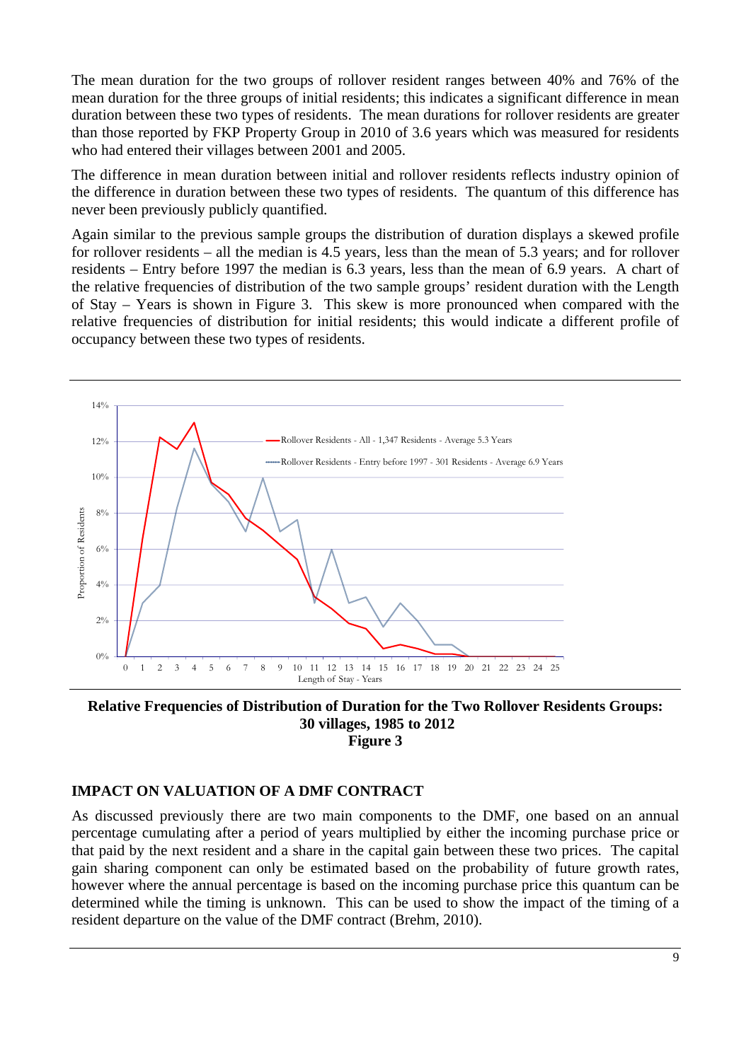The mean duration for the two groups of rollover resident ranges between 40% and 76% of the mean duration for the three groups of initial residents; this indicates a significant difference in mean duration between these two types of residents. The mean durations for rollover residents are greater than those reported by FKP Property Group in 2010 of 3.6 years which was measured for residents who had entered their villages between 2001 and 2005.

The difference in mean duration between initial and rollover residents reflects industry opinion of the difference in duration between these two types of residents. The quantum of this difference has never been previously publicly quantified.

Again similar to the previous sample groups the distribution of duration displays a skewed profile for rollover residents – all the median is 4.5 years, less than the mean of 5.3 years; and for rollover residents – Entry before 1997 the median is 6.3 years, less than the mean of 6.9 years. A chart of the relative frequencies of distribution of the two sample groups' resident duration with the Length of Stay – Years is shown in Figure 3. This skew is more pronounced when compared with the relative frequencies of distribution for initial residents; this would indicate a different profile of occupancy between these two types of residents.

**Relative Frequencies of Distribution of Duration for the Two Rollover Residents Groups: 30 villages, 1985 to 2012**
**Figure 3**

## IMPACT ON VALUATION OF A DMF CONTRACT

As discussed previously there are two main components to the DMF, one based on an annual percentage cumulating after a period of years multiplied by either the incoming purchase price or that paid by the next resident and a share in the capital gain between these two prices. The capital gain sharing component can only be estimated based on the probability of future growth rates, however where the annual percentage is based on the incoming purchase price this quantum can be determined while the timing is unknown. This can be used to show the impact of the timing of a resident departure on the value of the DMF contract (Brehm, 2010).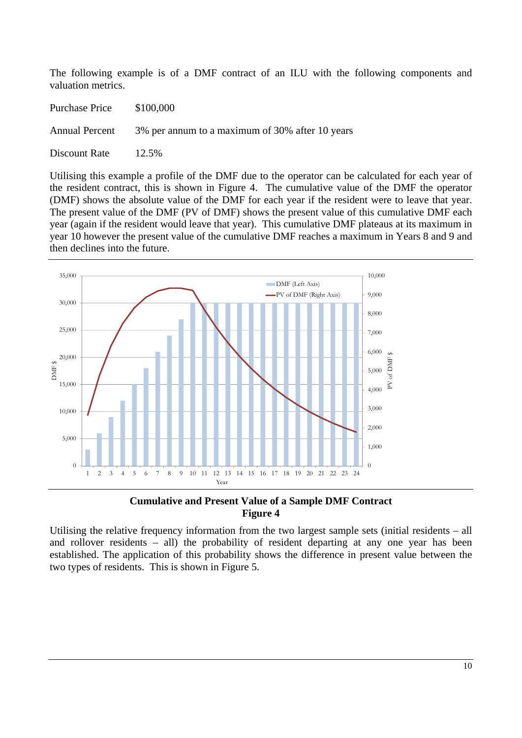The following example is of a DMF contract of an ILU with the following components and valuation metrics.

| | |
|---|---|
| Purchase Price | $100,000 |
| Annual Percent | 3% per annum to a maximum of 30% after 10 years |
| Discount Rate | 12.5% |

Utilising this example a profile of the DMF due to the operator can be calculated for each year of the resident contract, this is shown in Figure 4. The cumulative value of the DMF the operator (DMF) shows the absolute value of the DMF for each year if the resident were to leave that year. The present value of the DMF (PV of DMF) shows the present value of this cumulative DMF each year (again if the resident would leave that year). This cumulative DMF plateaus at its maximum in year 10 however the present value of the cumulative DMF reaches a maximum in Years 8 and 9 and then declines into the future.

**Cumulative and Present Value of a Sample DMF Contract**
**Figure 4**

Utilising the relative frequency information from the two largest sample sets (initial residents – all and rollover residents – all) the probability of resident departing at any one year has been established. The application of this probability shows the difference in present value between the two types of residents. This is shown in Figure 5.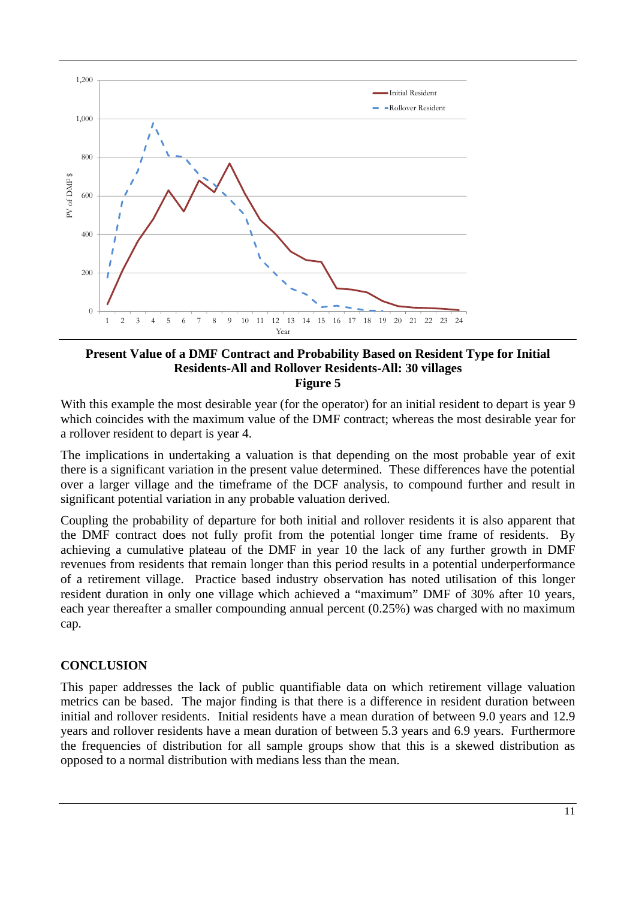Present Value of a DMF Contract and Probability Based on Resident Type for Initial Residents-All and Rollover Residents-All: 30 villages
Figure 5

With this example the most desirable year (for the operator) for an initial resident to depart is year 9 which coincides with the maximum value of the DMF contract; whereas the most desirable year for a rollover resident to depart is year 4.

The implications in undertaking a valuation is that depending on the most probable year of exit there is a significant variation in the present value determined. These differences have the potential over a larger village and the timeframe of the DCF analysis, to compound further and result in significant potential variation in any probable valuation derived.

Coupling the probability of departure for both initial and rollover residents it is also apparent that the DMF contract does not fully profit from the potential longer time frame of residents. By achieving a cumulative plateau of the DMF in year 10 the lack of any further growth in DMF revenues from residents that remain longer than this period results in a potential underperformance of a retirement village. Practice based industry observation has noted utilisation of this longer resident duration in only one village which achieved a "maximum" DMF of 30% after 10 years, each year thereafter a smaller compounding annual percent (0.25%) was charged with no maximum cap.

## CONCLUSION

This paper addresses the lack of public quantifiable data on which retirement village valuation metrics can be based. The major finding is that there is a difference in resident duration between initial and rollover residents. Initial residents have a mean duration of between 9.0 years and 12.9 years and rollover residents have a mean duration of between 5.3 years and 6.9 years. Furthermore the frequencies of distribution for all sample groups show that this is a skewed distribution as opposed to a normal distribution with medians less than the mean.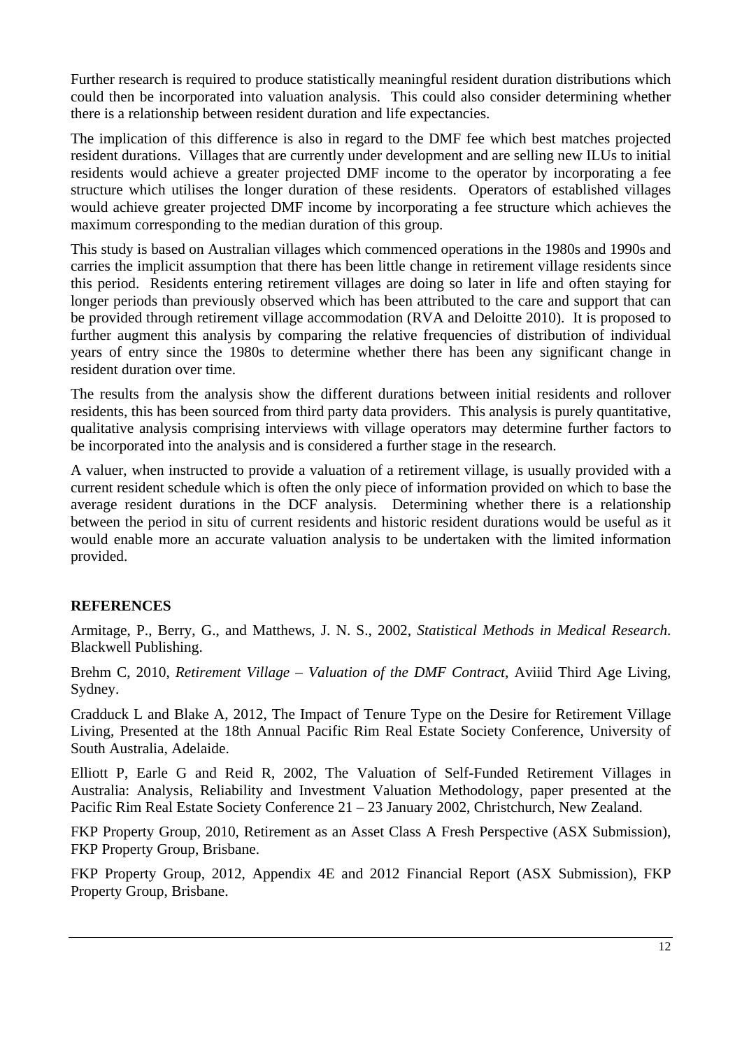Further research is required to produce statistically meaningful resident duration distributions which could then be incorporated into valuation analysis. This could also consider determining whether there is a relationship between resident duration and life expectancies.

The implication of this difference is also in regard to the DMF fee which best matches projected resident durations. Villages that are currently under development and are selling new ILUs to initial residents would achieve a greater projected DMF income to the operator by incorporating a fee structure which utilises the longer duration of these residents. Operators of established villages would achieve greater projected DMF income by incorporating a fee structure which achieves the maximum corresponding to the median duration of this group.

This study is based on Australian villages which commenced operations in the 1980s and 1990s and carries the implicit assumption that there has been little change in retirement village residents since this period. Residents entering retirement villages are doing so later in life and often staying for longer periods than previously observed which has been attributed to the care and support that can be provided through retirement village accommodation (RVA and Deloitte 2010). It is proposed to further augment this analysis by comparing the relative frequencies of distribution of individual years of entry since the 1980s to determine whether there has been any significant change in resident duration over time.

The results from the analysis show the different durations between initial residents and rollover residents, this has been sourced from third party data providers. This analysis is purely quantitative, qualitative analysis comprising interviews with village operators may determine further factors to be incorporated into the analysis and is considered a further stage in the research.

A valuer, when instructed to provide a valuation of a retirement village, is usually provided with a current resident schedule which is often the only piece of information provided on which to base the average resident durations in the DCF analysis. Determining whether there is a relationship between the period in situ of current residents and historic resident durations would be useful as it would enable more an accurate valuation analysis to be undertaken with the limited information provided.

## REFERENCES

Armitage, P., Berry, G., and Matthews, J. N. S., 2002, *Statistical Methods in Medical Research*. Blackwell Publishing.

Brehm C, 2010, *Retirement Village – Valuation of the DMF Contract*, Aviiid Third Age Living, Sydney.

Cradduck L and Blake A, 2012, The Impact of Tenure Type on the Desire for Retirement Village Living, Presented at the 18th Annual Pacific Rim Real Estate Society Conference, University of South Australia, Adelaide.

Elliott P, Earle G and Reid R, 2002, The Valuation of Self-Funded Retirement Villages in Australia: Analysis, Reliability and Investment Valuation Methodology, paper presented at the Pacific Rim Real Estate Society Conference 21 – 23 January 2002, Christchurch, New Zealand.

FKP Property Group, 2010, Retirement as an Asset Class A Fresh Perspective (ASX Submission), FKP Property Group, Brisbane.

FKP Property Group, 2012, Appendix 4E and 2012 Financial Report (ASX Submission), FKP Property Group, Brisbane.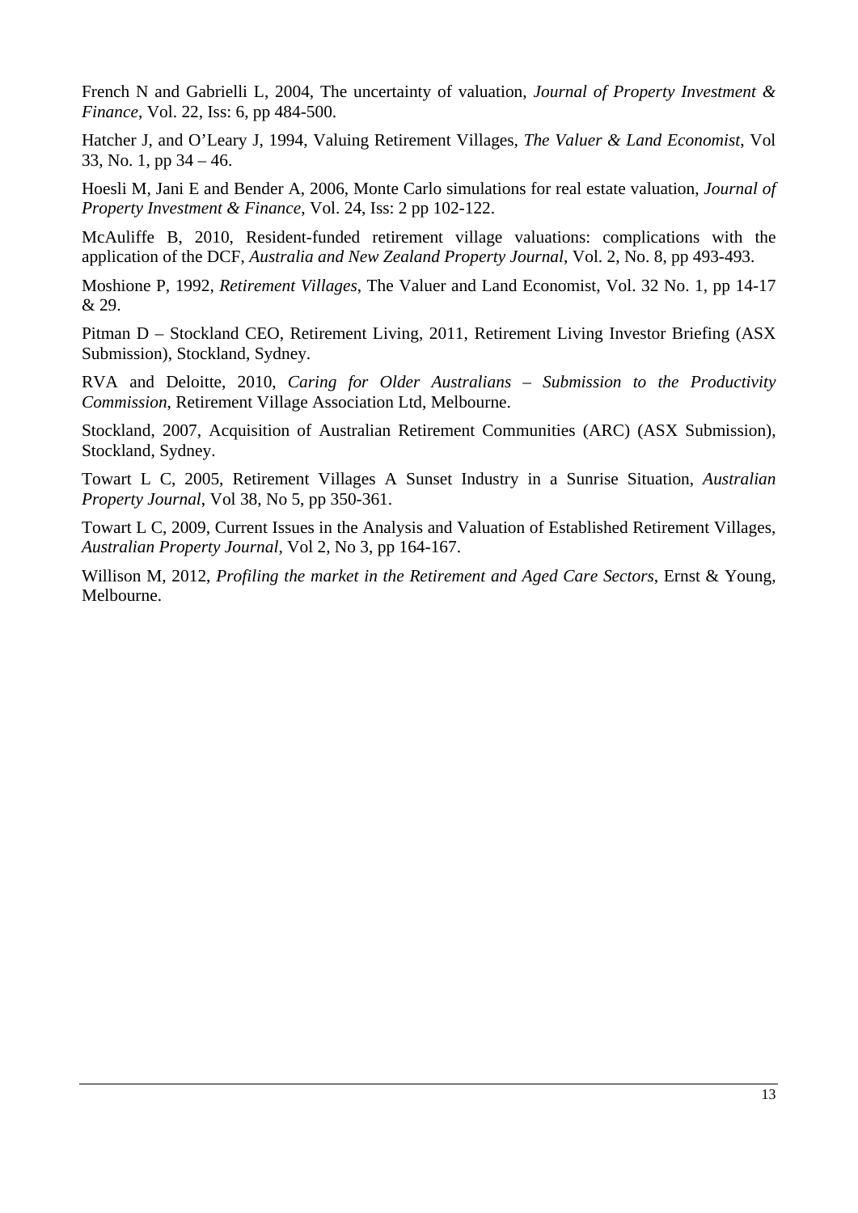French N and Gabrielli L, 2004, The uncertainty of valuation, *Journal of Property Investment & Finance*, Vol. 22, Iss: 6, pp 484-500.

Hatcher J, and O'Leary J, 1994, Valuing Retirement Villages, *The Valuer & Land Economist*, Vol 33, No. 1, pp 34 – 46.

Hoesli M, Jani E and Bender A, 2006, Monte Carlo simulations for real estate valuation, *Journal of Property Investment & Finance*, Vol. 24, Iss: 2 pp 102-122.

McAuliffe B, 2010, Resident-funded retirement village valuations: complications with the application of the DCF, *Australia and New Zealand Property Journal*, Vol. 2, No. 8, pp 493-493.

Moshione P, 1992, *Retirement Villages*, The Valuer and Land Economist, Vol. 32 No. 1, pp 14-17 & 29.

Pitman D – Stockland CEO, Retirement Living, 2011, Retirement Living Investor Briefing (ASX Submission), Stockland, Sydney.

RVA and Deloitte, 2010, *Caring for Older Australians – Submission to the Productivity Commission*, Retirement Village Association Ltd, Melbourne.

Stockland, 2007, Acquisition of Australian Retirement Communities (ARC) (ASX Submission), Stockland, Sydney.

Towart L C, 2005, Retirement Villages A Sunset Industry in a Sunrise Situation, *Australian Property Journal*, Vol 38, No 5, pp 350-361.

Towart L C, 2009, Current Issues in the Analysis and Valuation of Established Retirement Villages, *Australian Property Journal*, Vol 2, No 3, pp 164-167.

Willison M, 2012, *Profiling the market in the Retirement and Aged Care Sectors*, Ernst & Young, Melbourne.